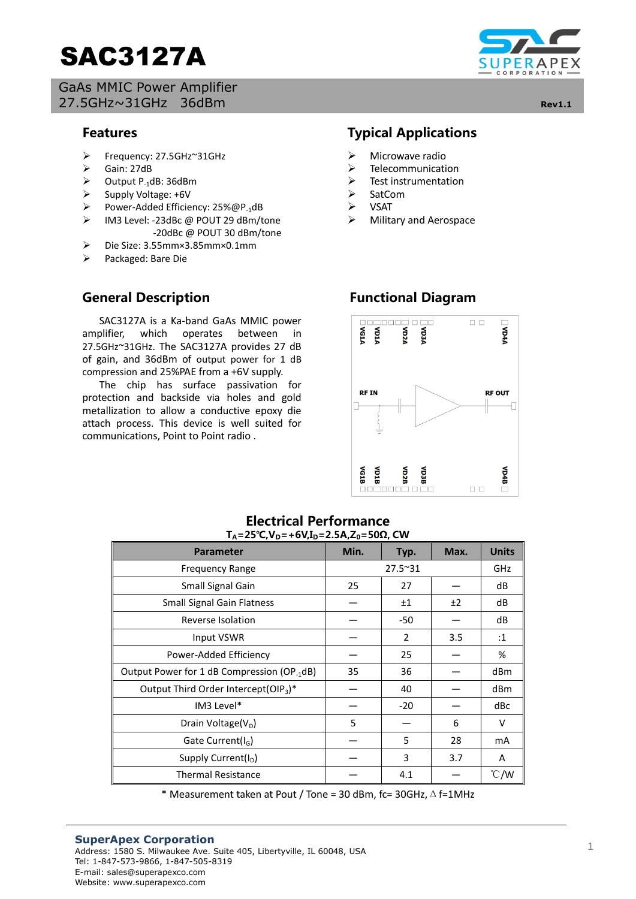# SAC3127A

GaAs MMIC Power Amplifier
27.5GHz~31GHz 36dBm

Rev1.1

## Features

- Frequency: 27.5GHz~31GHz
- Gain: 27dB
- Output $P_{-1}$dB: 36dBm
- Supply Voltage: +6V
- Power-Added Efficiency: 25%@$P_{-1}$dB
- IM3 Level: -23dBc @ POUT 29 dBm/tone
  -20dBc @ POUT 30 dBm/tone
- Die Size: 3.55mm×3.85mm×0.1mm
- Packaged: Bare Die

## Typical Applications

- Microwave radio
- Telecommunication
- Test instrumentation
- SatCom
- VSAT
- Military and Aerospace

## General Description

SAC3127A is a Ka-band GaAs MMIC power amplifier, which operates between in 27.5GHz~31GHz. The SAC3127A provides 27 dB of gain, and 36dBm of output power for 1 dB compression and 25%PAE from a +6V supply.

The chip has surface passivation for protection and backside via holes and gold metallization to allow a conductive epoxy die attach process. This device is well suited for communications, Point to Point radio .

## Functional Diagram

VG1A VD1A VD2A VD3A VD4A

RF IN RF OUT

VG1B VD1B VD2B VD3B VD4B

## Electrical Performance

$T_A$=25℃,$V_D$=+6V,$I_D$=2.5A,$Z_0$=50Ω, CW

| Parameter | Min. | Typ. | Max. | Units |
|---|---|---|---|---|
| Frequency Range | | 27.5~31 | | GHz |
| Small Signal Gain | 25 | 27 | — | dB |
| Small Signal Gain Flatness | — | ±1 | ±2 | dB |
| Reverse Isolation | — | -50 | — | dB |
| Input VSWR | — | 2 | 3.5 | :1 |
| Power-Added Efficiency | — | 25 | — | % |
| Output Power for 1 dB Compression ($OP_{-1}$dB) | 35 | 36 | — | dBm |
| Output Third Order Intercept($OIP_3$)* | — | 40 | — | dBm |
| IM3 Level* | — | -20 | — | dBc |
| Drain Voltage($V_D$) | 5 | — | 6 | V |
| Gate Current($I_G$) | — | 5 | 28 | mA |
| Supply Current($I_D$) | — | 3 | 3.7 | A |
| Thermal Resistance | — | 4.1 | — | ℃/W |

* Measurement taken at Pout / Tone = 30 dBm, fc= 30GHz, ∆ f=1MHz

**SuperApex Corporation**
Address: 1580 S. Milwaukee Ave. Suite 405, Libertyville, IL 60048, USA
Tel: 1-847-573-9866, 1-847-505-8319
E-mail: sales@superapexco.com
Website: www.superapexco.com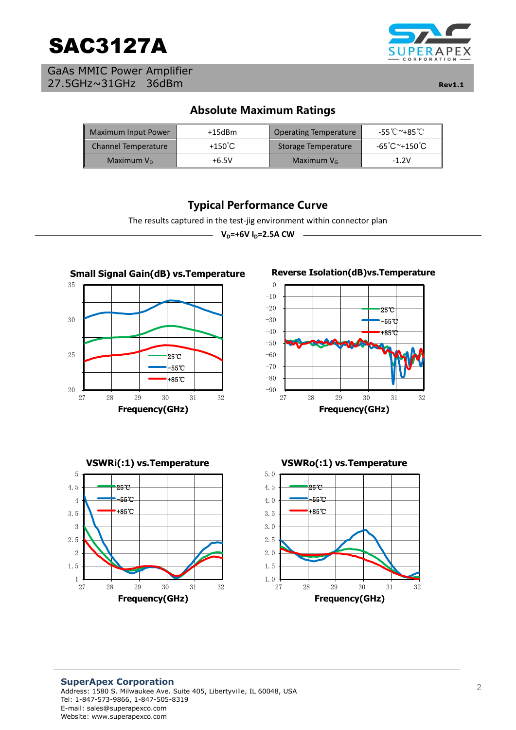# SAC3127A

GaAs MMIC Power Amplifier
27.5GHz~31GHz 36dBm

Rev1.1

## Absolute Maximum Ratings

| Maximum Input Power | +15dBm | Operating Temperature | -55℃~+85℃ |
|---|---|---|---|
| Channel Temperature | +150℃ | Storage Temperature | -65℃~+150℃ |
| Maximum $V_D$ | +6.5V | Maximum $V_G$ | -1.2V |

## Typical Performance Curve

The results captured in the test-jig environment within connector plan

**$V_D$=+6V $I_D$=2.5A CW**

**Small Signal Gain(dB) vs.Temperature**

**Reverse Isolation(dB)vs.Temperature**

**VSWRi(:1) vs.Temperature**

**VSWRo(:1) vs.Temperature**

**SuperApex Corporation**
Address: 1580 S. Milwaukee Ave. Suite 405, Libertyville, IL 60048, USA
Tel: 1-847-573-9866, 1-847-505-8319
E-mail: sales@superapexco.com
Website: www.superapexco.com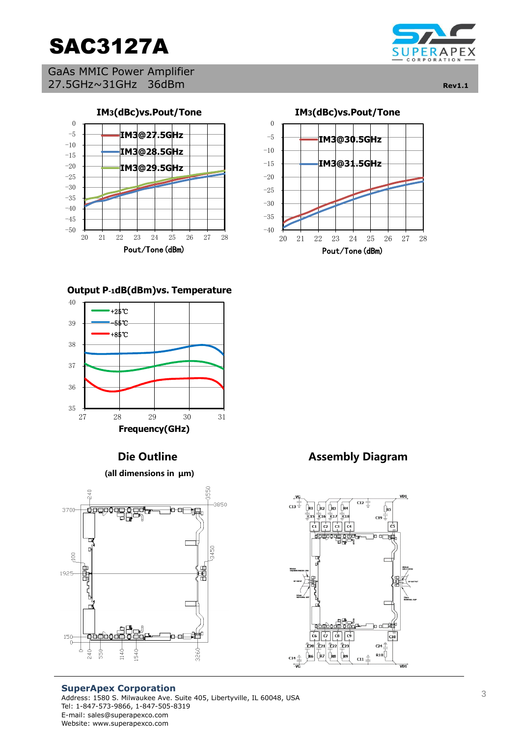# SAC3127A

GaAs MMIC Power Amplifier
27.5GHz~31GHz 36dBm

Rev1.1

**IM3(dBc)vs.Pout/Tone**

**IM3(dBc)vs.Pout/Tone**

**Output P-1dB(dBm)vs. Temperature**

## Die Outline

**(all dimensions in μm)**

## Assembly Diagram

**SuperApex Corporation**
Address: 1580 S. Milwaukee Ave. Suite 405, Libertyville, IL 60048, USA
Tel: 1-847-573-9866, 1-847-505-8319
E-mail: sales@superapexco.com
Website: www.superapexco.com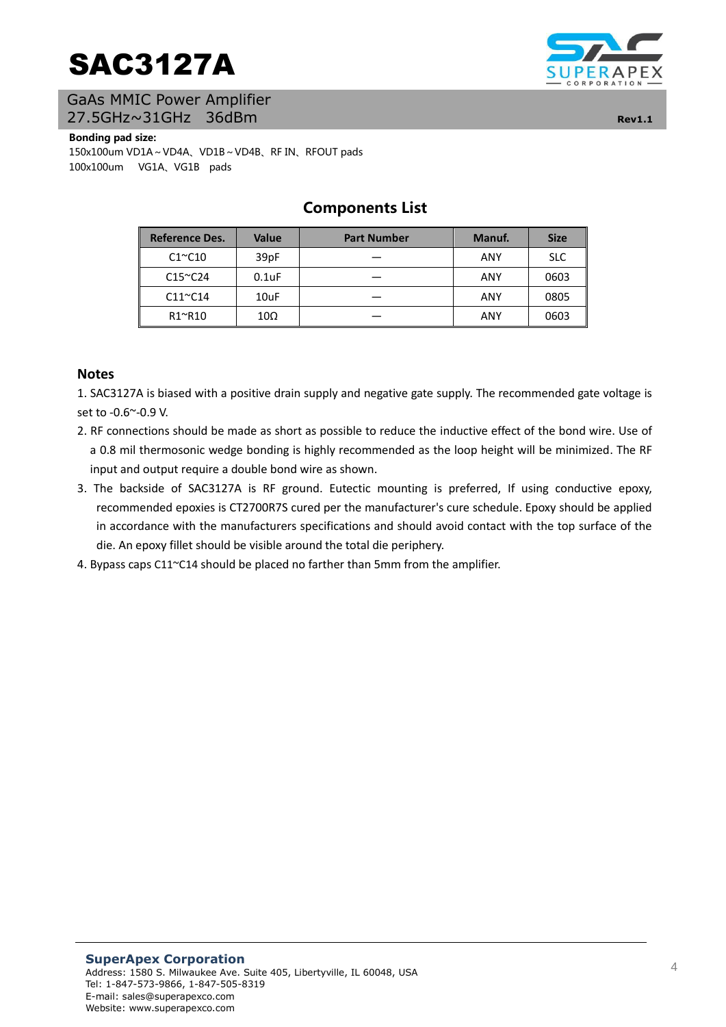**Bonding pad size:**

150x100um VD1A～VD4A、VD1B～VD4B、RF IN、RFOUT pads

100x100um VG1A、VG1B pads

## Components List

| Reference Des. | Value | Part Number | Manuf. | Size |
|---|---|---|---|---|
| C1~C10 | 39pF | — | ANY | SLC |
| C15~C24 | 0.1uF | — | ANY | 0603 |
| C11~C14 | 10uF | — | ANY | 0805 |
| R1~R10 | 10Ω | — | ANY | 0603 |

## Notes

1. SAC3127A is biased with a positive drain supply and negative gate supply. The recommended gate voltage is set to -0.6~-0.9 V.
2. RF connections should be made as short as possible to reduce the inductive effect of the bond wire. Use of a 0.8 mil thermosonic wedge bonding is highly recommended as the loop height will be minimized. The RF input and output require a double bond wire as shown.
3. The backside of SAC3127A is RF ground. Eutectic mounting is preferred, If using conductive epoxy, recommended epoxies is CT2700R7S cured per the manufacturer's cure schedule. Epoxy should be applied in accordance with the manufacturers specifications and should avoid contact with the top surface of the die. An epoxy fillet should be visible around the total die periphery.
4. Bypass caps C11~C14 should be placed no farther than 5mm from the amplifier.

**SuperApex Corporation**
Address: 1580 S. Milwaukee Ave. Suite 405, Libertyville, IL 60048, USA
Tel: 1-847-573-9866, 1-847-505-8319
E-mail: sales@superapexco.com
Website: www.superapexco.com